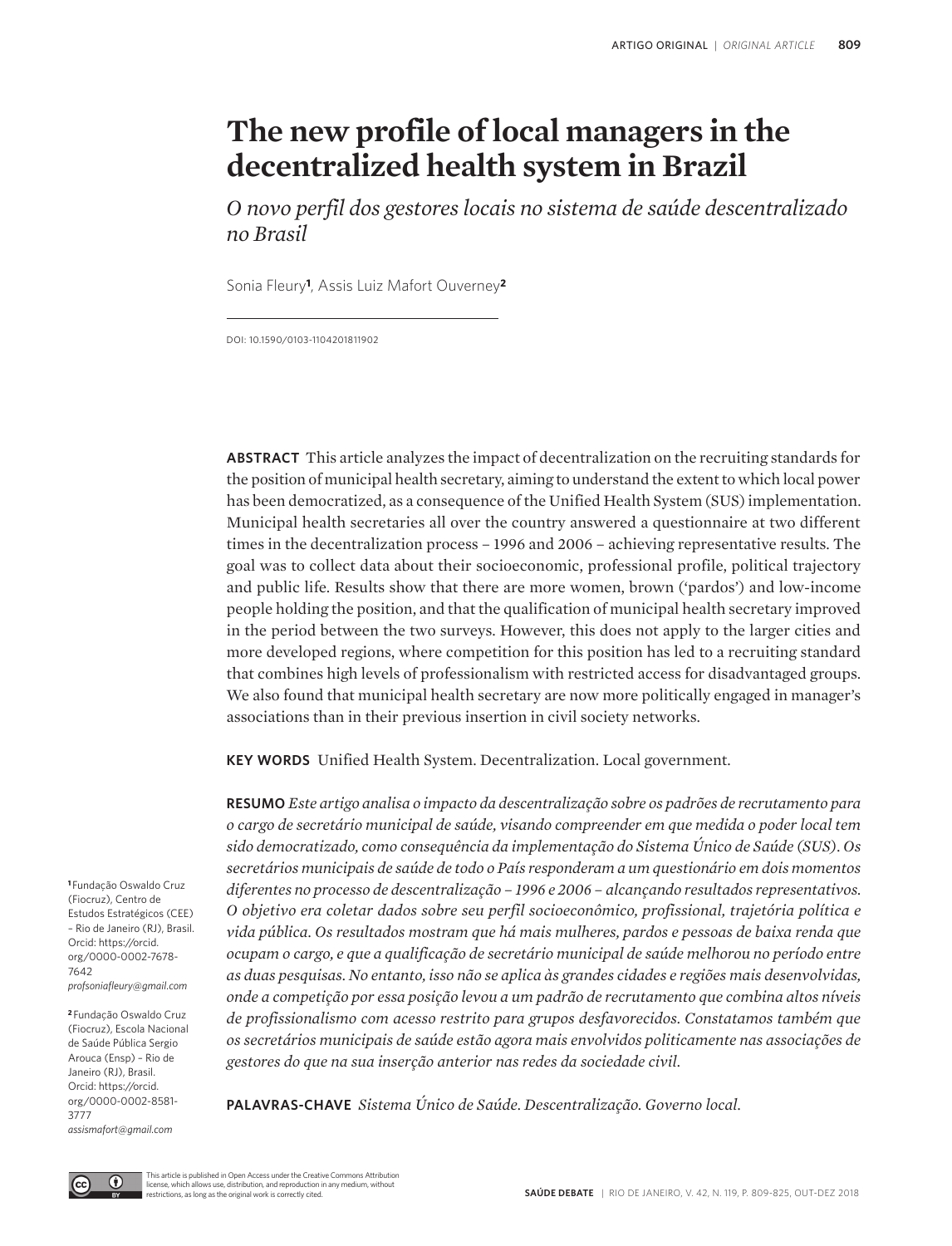# The new profile of local managers in the decentralized health system in Brazil

*O novo perfil dos gestores locais no sistema de saúde descentralizado no Brasil*

Sonia Fleury[1], Assis Luiz Mafort Ouverney[2]

DOI: 10.1590/0103-1104201811902

**ABSTRACT** This article analyzes the impact of decentralization on the recruiting standards for the position of municipal health secretary, aiming to understand the extent to which local power has been democratized, as a consequence of the Unified Health System (SUS) implementation. Municipal health secretaries all over the country answered a questionnaire at two different times in the decentralization process – 1996 and 2006 – achieving representative results. The goal was to collect data about their socioeconomic, professional profile, political trajectory and public life. Results show that there are more women, brown ('pardos') and low-income people holding the position, and that the qualification of municipal health secretary improved in the period between the two surveys. However, this does not apply to the larger cities and more developed regions, where competition for this position has led to a recruiting standard that combines high levels of professionalism with restricted access for disadvantaged groups. We also found that municipal health secretary are now more politically engaged in manager's associations than in their previous insertion in civil society networks.

**KEY WORDS** Unified Health System. Decentralization. Local government.

**RESUMO** *Este artigo analisa o impacto da descentralização sobre os padrões de recrutamento para o cargo de secretário municipal de saúde, visando compreender em que medida o poder local tem sido democratizado, como consequência da implementação do Sistema Único de Saúde (SUS). Os secretários municipais de saúde de todo o País responderam a um questionário em dois momentos diferentes no processo de descentralização – 1996 e 2006 – alcançando resultados representativos. O objetivo era coletar dados sobre seu perfil socioeconômico, profissional, trajetória política e vida pública. Os resultados mostram que há mais mulheres, pardos e pessoas de baixa renda que ocupam o cargo, e que a qualificação de secretário municipal de saúde melhorou no período entre as duas pesquisas. No entanto, isso não se aplica às grandes cidades e regiões mais desenvolvidas, onde a competição por essa posição levou a um padrão de recrutamento que combina altos níveis de profissionalismo com acesso restrito para grupos desfavorecidos. Constatamos também que os secretários municipais de saúde estão agora mais envolvidos politicamente nas associações de gestores do que na sua inserção anterior nas redes da sociedade civil.*

**PALAVRAS-CHAVE** *Sistema Único de Saúde. Descentralização. Governo local.*

[1] Fundação Oswaldo Cruz (Fiocruz), Centro de Estudos Estratégicos (CEE) – Rio de Janeiro (RJ), Brasil. Orcid: https://orcid.org/0000-0002-7678-7642 *profsoniafleury@gmail.com*

[2] Fundação Oswaldo Cruz (Fiocruz), Escola Nacional de Saúde Pública Sergio Arouca (Ensp) – Rio de Janeiro (RJ), Brasil. Orcid: https://orcid.org/0000-0002-8581-3777 *assismafort@gmail.com*

This article is published in Open Access under the Creative Commons Attribution license, which allows use, distribution, and reproduction in any medium, without restrictions, as long as the original work is correctly cited.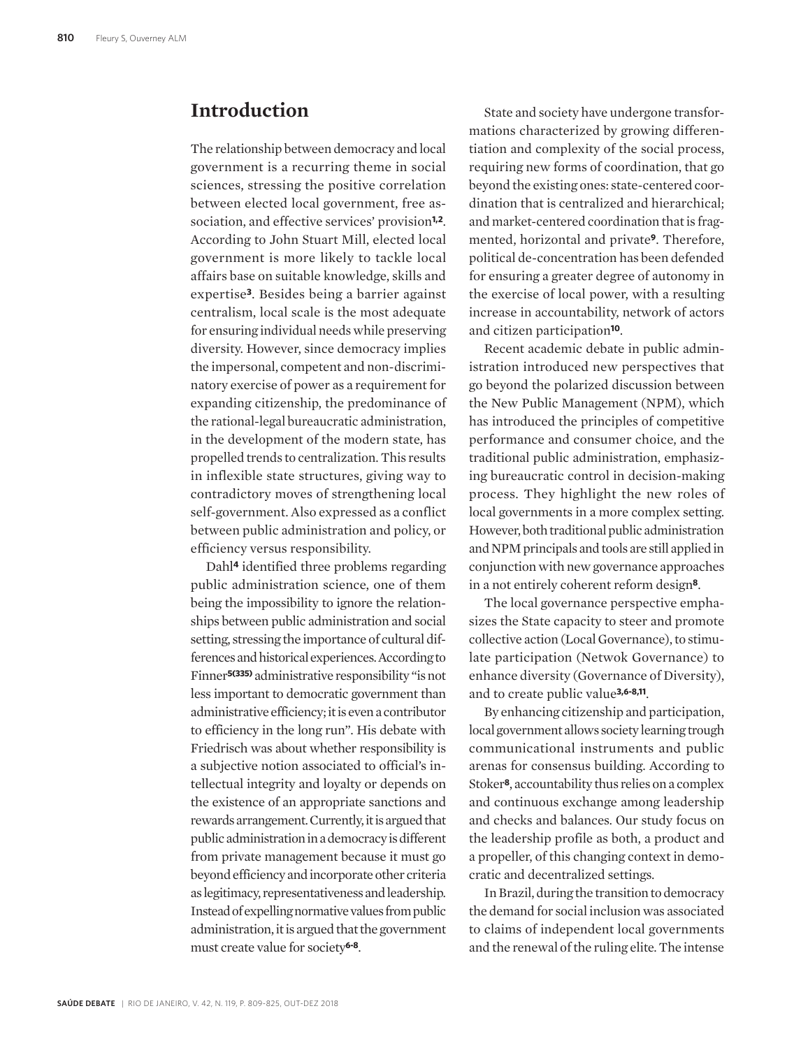## Introduction

The relationship between democracy and local government is a recurring theme in social sciences, stressing the positive correlation between elected local government, free association, and effective services' provision[1,2]. According to John Stuart Mill, elected local government is more likely to tackle local affairs base on suitable knowledge, skills and expertise[3]. Besides being a barrier against centralism, local scale is the most adequate for ensuring individual needs while preserving diversity. However, since democracy implies the impersonal, competent and non-discriminatory exercise of power as a requirement for expanding citizenship, the predominance of the rational-legal bureaucratic administration, in the development of the modern state, has propelled trends to centralization. This results in inflexible state structures, giving way to contradictory moves of strengthening local self-government. Also expressed as a conflict between public administration and policy, or efficiency versus responsibility.

Dahl[4] identified three problems regarding public administration science, one of them being the impossibility to ignore the relationships between public administration and social setting, stressing the importance of cultural differences and historical experiences. According to Finner[5(335)] administrative responsibility "is not less important to democratic government than administrative efficiency; it is even a contributor to efficiency in the long run". His debate with Friedrisch was about whether responsibility is a subjective notion associated to official's intellectual integrity and loyalty or depends on the existence of an appropriate sanctions and rewards arrangement. Currently, it is argued that public administration in a democracy is different from private management because it must go beyond efficiency and incorporate other criteria as legitimacy, representativeness and leadership. Instead of expelling normative values from public administration, it is argued that the government must create value for society[6-8].

State and society have undergone transformations characterized by growing differentiation and complexity of the social process, requiring new forms of coordination, that go beyond the existing ones: state-centered coordination that is centralized and hierarchical; and market-centered coordination that is fragmented, horizontal and private[9]. Therefore, political de-concentration has been defended for ensuring a greater degree of autonomy in the exercise of local power, with a resulting increase in accountability, network of actors and citizen participation[10].

Recent academic debate in public administration introduced new perspectives that go beyond the polarized discussion between the New Public Management (NPM), which has introduced the principles of competitive performance and consumer choice, and the traditional public administration, emphasizing bureaucratic control in decision-making process. They highlight the new roles of local governments in a more complex setting. However, both traditional public administration and NPM principals and tools are still applied in conjunction with new governance approaches in a not entirely coherent reform design[8].

The local governance perspective emphasizes the State capacity to steer and promote collective action (Local Governance), to stimulate participation (Netwok Governance) to enhance diversity (Governance of Diversity), and to create public value[3,6-8,11].

By enhancing citizenship and participation, local government allows society learning trough communicational instruments and public arenas for consensus building. According to Stoker[8], accountability thus relies on a complex and continuous exchange among leadership and checks and balances. Our study focus on the leadership profile as both, a product and a propeller, of this changing context in democratic and decentralized settings.

In Brazil, during the transition to democracy the demand for social inclusion was associated to claims of independent local governments and the renewal of the ruling elite. The intense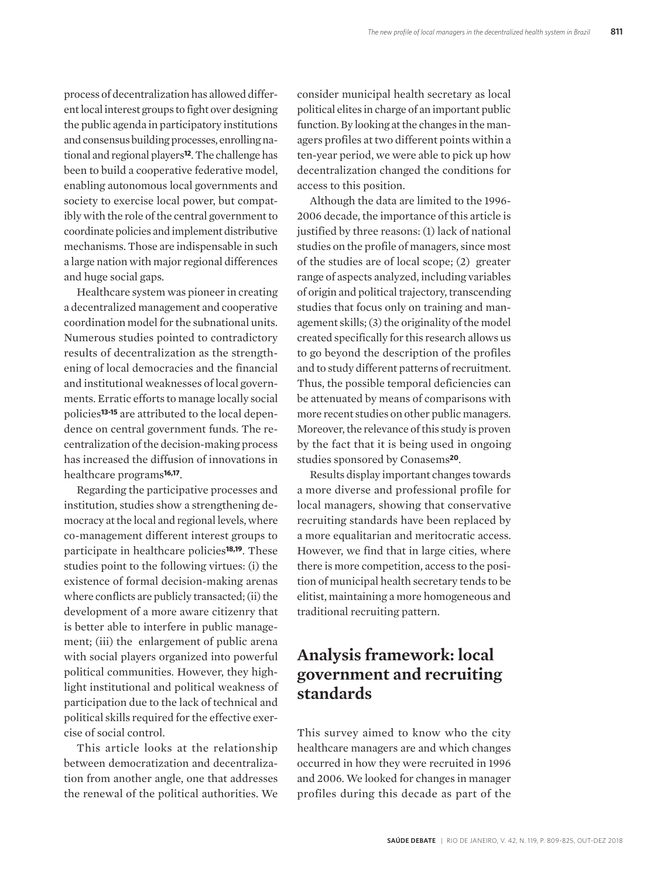process of decentralization has allowed different local interest groups to fight over designing the public agenda in participatory institutions and consensus building processes, enrolling national and regional players[12]. The challenge has been to build a cooperative federative model, enabling autonomous local governments and society to exercise local power, but compatibly with the role of the central government to coordinate policies and implement distributive mechanisms. Those are indispensable in such a large nation with major regional differences and huge social gaps.

Healthcare system was pioneer in creating a decentralized management and cooperative coordination model for the subnational units. Numerous studies pointed to contradictory results of decentralization as the strengthening of local democracies and the financial and institutional weaknesses of local governments. Erratic efforts to manage locally social policies[13-15] are attributed to the local dependence on central government funds. The recentralization of the decision-making process has increased the diffusion of innovations in healthcare programs[16,17].

Regarding the participative processes and institution, studies show a strengthening democracy at the local and regional levels, where co-management different interest groups to participate in healthcare policies[18,19]. These studies point to the following virtues: (i) the existence of formal decision-making arenas where conflicts are publicly transacted; (ii) the development of a more aware citizenry that is better able to interfere in public management; (iii) the enlargement of public arena with social players organized into powerful political communities. However, they highlight institutional and political weakness of participation due to the lack of technical and political skills required for the effective exercise of social control.

This article looks at the relationship between democratization and decentralization from another angle, one that addresses the renewal of the political authorities. We consider municipal health secretary as local political elites in charge of an important public function. By looking at the changes in the managers profiles at two different points within a ten-year period, we were able to pick up how decentralization changed the conditions for access to this position.

Although the data are limited to the 1996-2006 decade, the importance of this article is justified by three reasons: (1) lack of national studies on the profile of managers, since most of the studies are of local scope; (2) greater range of aspects analyzed, including variables of origin and political trajectory, transcending studies that focus only on training and management skills; (3) the originality of the model created specifically for this research allows us to go beyond the description of the profiles and to study different patterns of recruitment. Thus, the possible temporal deficiencies can be attenuated by means of comparisons with more recent studies on other public managers. Moreover, the relevance of this study is proven by the fact that it is being used in ongoing studies sponsored by Conasems[20].

Results display important changes towards a more diverse and professional profile for local managers, showing that conservative recruiting standards have been replaced by a more equalitarian and meritocratic access. However, we find that in large cities, where there is more competition, access to the position of municipal health secretary tends to be elitist, maintaining a more homogeneous and traditional recruiting pattern.

## Analysis framework: local government and recruiting standards

This survey aimed to know who the city healthcare managers are and which changes occurred in how they were recruited in 1996 and 2006. We looked for changes in manager profiles during this decade as part of the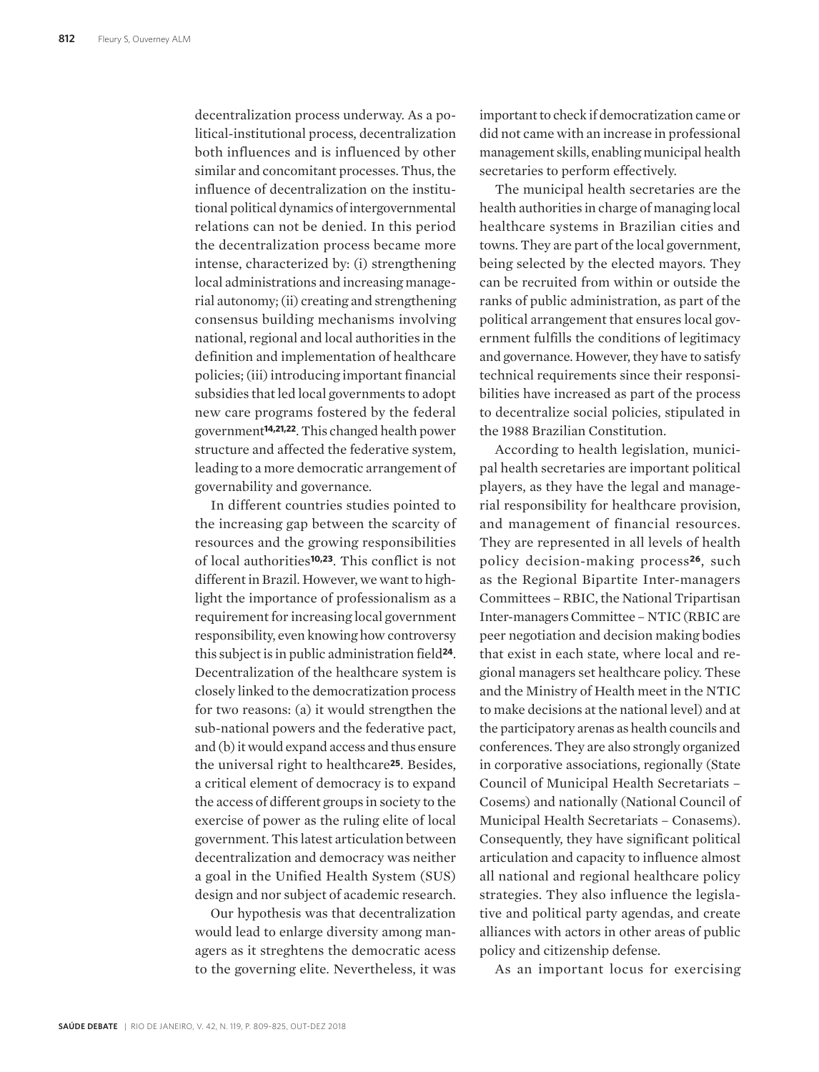decentralization process underway. As a political-institutional process, decentralization both influences and is influenced by other similar and concomitant processes. Thus, the influence of decentralization on the institutional political dynamics of intergovernmental relations can not be denied. In this period the decentralization process became more intense, characterized by: (i) strengthening local administrations and increasing managerial autonomy; (ii) creating and strengthening consensus building mechanisms involving national, regional and local authorities in the definition and implementation of healthcare policies; (iii) introducing important financial subsidies that led local governments to adopt new care programs fostered by the federal government[14,21,22]. This changed health power structure and affected the federative system, leading to a more democratic arrangement of governability and governance.

In different countries studies pointed to the increasing gap between the scarcity of resources and the growing responsibilities of local authorities[10,23]. This conflict is not different in Brazil. However, we want to highlight the importance of professionalism as a requirement for increasing local government responsibility, even knowing how controversy this subject is in public administration field[24]. Decentralization of the healthcare system is closely linked to the democratization process for two reasons: (a) it would strengthen the sub-national powers and the federative pact, and (b) it would expand access and thus ensure the universal right to healthcare[25]. Besides, a critical element of democracy is to expand the access of different groups in society to the exercise of power as the ruling elite of local government. This latest articulation between decentralization and democracy was neither a goal in the Unified Health System (SUS) design and nor subject of academic research.

Our hypothesis was that decentralization would lead to enlarge diversity among managers as it streghtens the democratic acess to the governing elite. Nevertheless, it was important to check if democratization came or did not came with an increase in professional management skills, enabling municipal health secretaries to perform effectively.

The municipal health secretaries are the health authorities in charge of managing local healthcare systems in Brazilian cities and towns. They are part of the local government, being selected by the elected mayors. They can be recruited from within or outside the ranks of public administration, as part of the political arrangement that ensures local government fulfills the conditions of legitimacy and governance. However, they have to satisfy technical requirements since their responsibilities have increased as part of the process to decentralize social policies, stipulated in the 1988 Brazilian Constitution.

According to health legislation, municipal health secretaries are important political players, as they have the legal and managerial responsibility for healthcare provision, and management of financial resources. They are represented in all levels of health policy decision-making process[26], such as the Regional Bipartite Inter-managers Committees – RBIC, the National Tripartisan Inter-managers Committee – NTIC (RBIC are peer negotiation and decision making bodies that exist in each state, where local and regional managers set healthcare policy. These and the Ministry of Health meet in the NTIC to make decisions at the national level) and at the participatory arenas as health councils and conferences. They are also strongly organized in corporative associations, regionally (State Council of Municipal Health Secretariats – Cosems) and nationally (National Council of Municipal Health Secretariats – Conasems). Consequently, they have significant political articulation and capacity to influence almost all national and regional healthcare policy strategies. They also influence the legislative and political party agendas, and create alliances with actors in other areas of public policy and citizenship defense.

As an important locus for exercising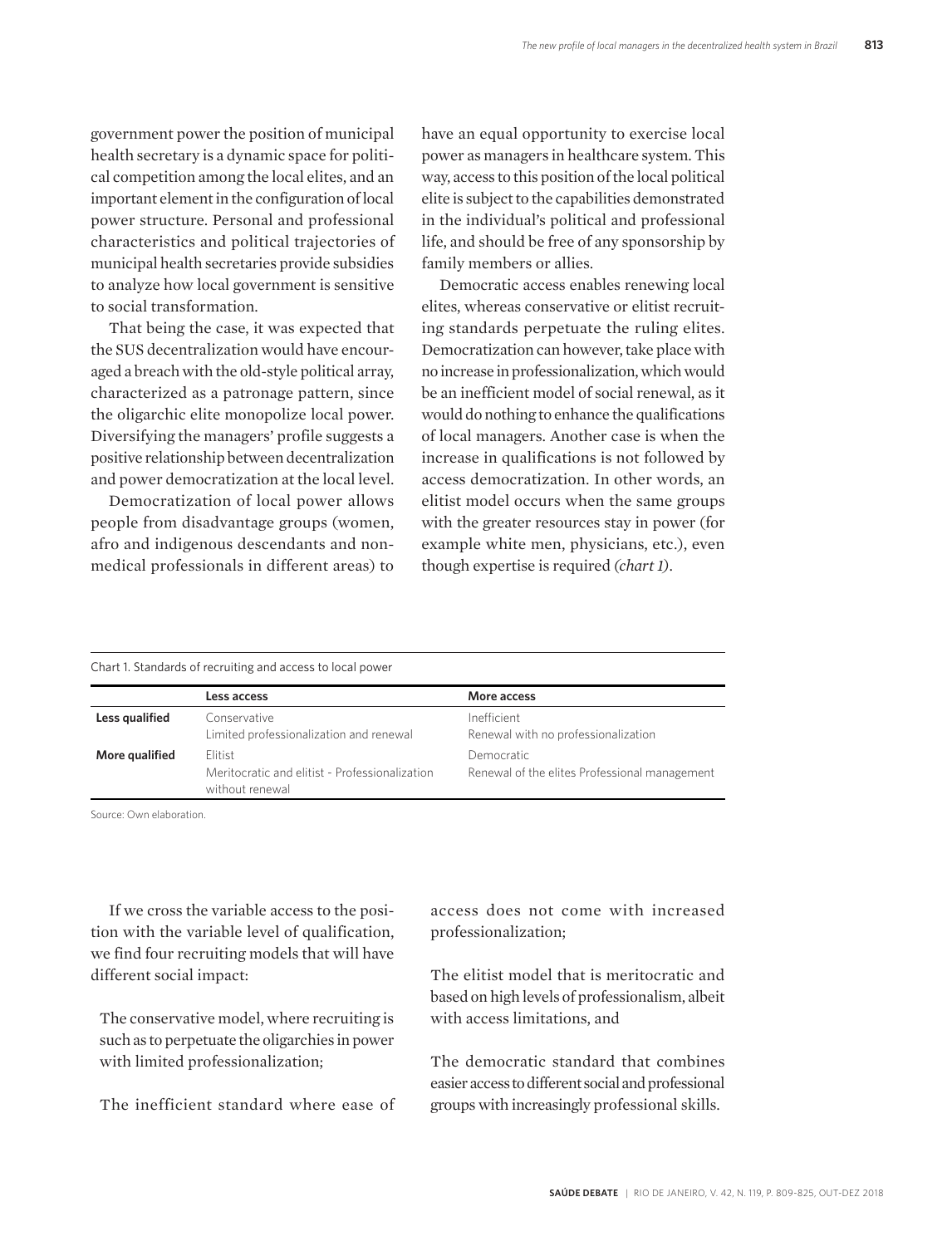government power the position of municipal health secretary is a dynamic space for political competition among the local elites, and an important element in the configuration of local power structure. Personal and professional characteristics and political trajectories of municipal health secretaries provide subsidies to analyze how local government is sensitive to social transformation.

That being the case, it was expected that the SUS decentralization would have encouraged a breach with the old-style political array, characterized as a patronage pattern, since the oligarchic elite monopolize local power. Diversifying the managers' profile suggests a positive relationship between decentralization and power democratization at the local level.

Democratization of local power allows people from disadvantage groups (women, afro and indigenous descendants and non-medical professionals in different areas) to have an equal opportunity to exercise local power as managers in healthcare system. This way, access to this position of the local political elite is subject to the capabilities demonstrated in the individual's political and professional life, and should be free of any sponsorship by family members or allies.

Democratic access enables renewing local elites, whereas conservative or elitist recruiting standards perpetuate the ruling elites. Democratization can however, take place with no increase in professionalization, which would be an inefficient model of social renewal, as it would do nothing to enhance the qualifications of local managers. Another case is when the increase in qualifications is not followed by access democratization. In other words, an elitist model occurs when the same groups with the greater resources stay in power (for example white men, physicians, etc.), even though expertise is required *(chart 1)*.

Chart 1. Standards of recruiting and access to local power

| | Less access | More access |
|---|---|---|
| **Less qualified** | Conservative<br>Limited professionalization and renewal | Inefficient<br>Renewal with no professionalization |
| **More qualified** | Elitist<br>Meritocratic and elitist - Professionalization without renewal | Democratic<br>Renewal of the elites Professional management |

Source: Own elaboration.

If we cross the variable access to the position with the variable level of qualification, we find four recruiting models that will have different social impact:

The conservative model, where recruiting is such as to perpetuate the oligarchies in power with limited professionalization;

The inefficient standard where ease of access does not come with increased professionalization;

The elitist model that is meritocratic and based on high levels of professionalism, albeit with access limitations, and

The democratic standard that combines easier access to different social and professional groups with increasingly professional skills.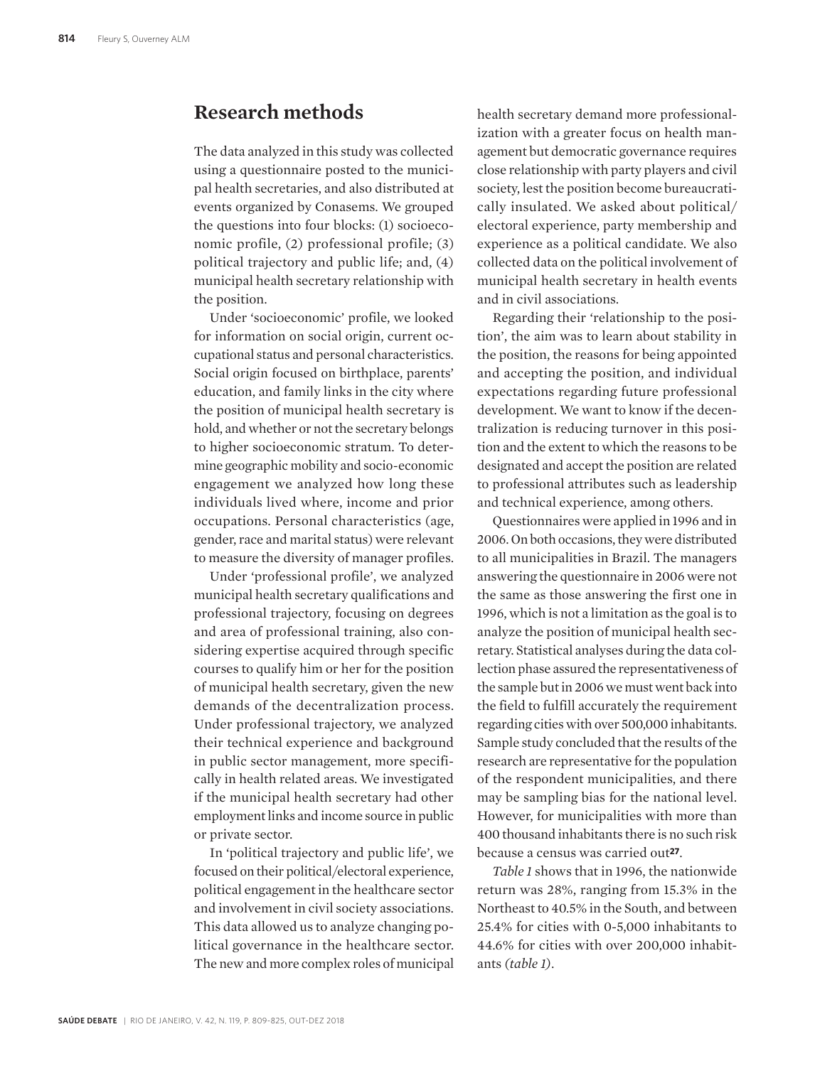## Research methods

The data analyzed in this study was collected using a questionnaire posted to the municipal health secretaries, and also distributed at events organized by Conasems. We grouped the questions into four blocks: (1) socioeconomic profile, (2) professional profile; (3) political trajectory and public life; and, (4) municipal health secretary relationship with the position.

Under 'socioeconomic' profile, we looked for information on social origin, current occupational status and personal characteristics. Social origin focused on birthplace, parents' education, and family links in the city where the position of municipal health secretary is hold, and whether or not the secretary belongs to higher socioeconomic stratum. To determine geographic mobility and socio-economic engagement we analyzed how long these individuals lived where, income and prior occupations. Personal characteristics (age, gender, race and marital status) were relevant to measure the diversity of manager profiles.

Under 'professional profile', we analyzed municipal health secretary qualifications and professional trajectory, focusing on degrees and area of professional training, also considering expertise acquired through specific courses to qualify him or her for the position of municipal health secretary, given the new demands of the decentralization process. Under professional trajectory, we analyzed their technical experience and background in public sector management, more specifically in health related areas. We investigated if the municipal health secretary had other employment links and income source in public or private sector.

In 'political trajectory and public life', we focused on their political/electoral experience, political engagement in the healthcare sector and involvement in civil society associations. This data allowed us to analyze changing political governance in the healthcare sector. The new and more complex roles of municipal health secretary demand more professionalization with a greater focus on health management but democratic governance requires close relationship with party players and civil society, lest the position become bureaucratically insulated. We asked about political/electoral experience, party membership and experience as a political candidate. We also collected data on the political involvement of municipal health secretary in health events and in civil associations.

Regarding their 'relationship to the position', the aim was to learn about stability in the position, the reasons for being appointed and accepting the position, and individual expectations regarding future professional development. We want to know if the decentralization is reducing turnover in this position and the extent to which the reasons to be designated and accept the position are related to professional attributes such as leadership and technical experience, among others.

Questionnaires were applied in 1996 and in 2006. On both occasions, they were distributed to all municipalities in Brazil. The managers answering the questionnaire in 2006 were not the same as those answering the first one in 1996, which is not a limitation as the goal is to analyze the position of municipal health secretary. Statistical analyses during the data collection phase assured the representativeness of the sample but in 2006 we must went back into the field to fulfill accurately the requirement regarding cities with over 500,000 inhabitants. Sample study concluded that the results of the research are representative for the population of the respondent municipalities, and there may be sampling bias for the national level. However, for municipalities with more than 400 thousand inhabitants there is no such risk because a census was carried out[27].

*Table 1* shows that in 1996, the nationwide return was 28%, ranging from 15.3% in the Northeast to 40.5% in the South, and between 25.4% for cities with 0-5,000 inhabitants to 44.6% for cities with over 200,000 inhabitants *(table 1)*.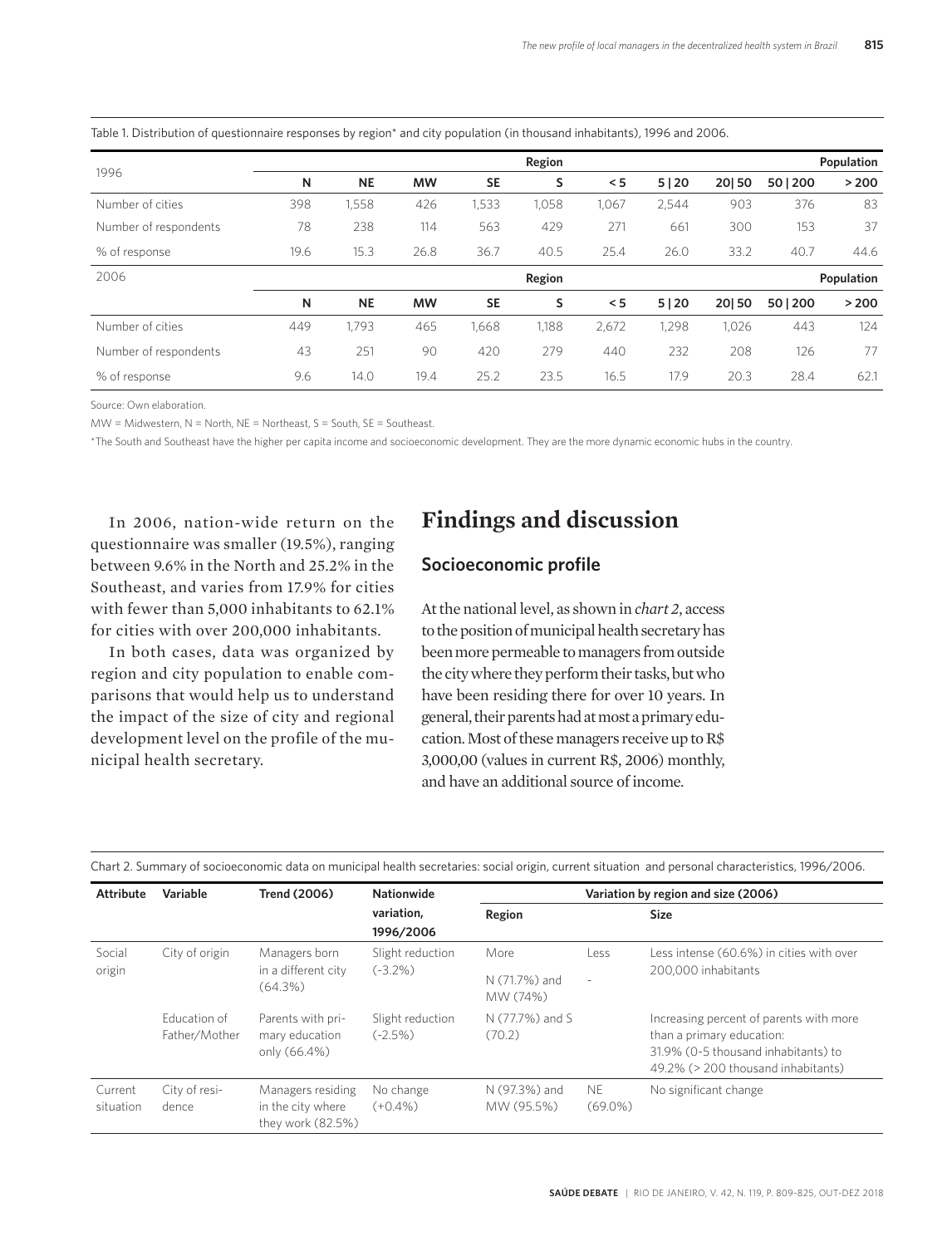Table 1. Distribution of questionnaire responses by region* and city population (in thousand inhabitants), 1996 and 2006.

| 1996 | Region | | | | | Population | | | | |
|---|---|---|---|---|---|---|---|---|---|---|
| | N | NE | MW | SE | S | < 5 | 5 \| 20 | 20\| 50 | 50 \| 200 | > 200 |
| Number of cities | 398 | 1,558 | 426 | 1,533 | 1,058 | 1,067 | 2,544 | 903 | 376 | 83 |
| Number of respondents | 78 | 238 | 114 | 563 | 429 | 271 | 661 | 300 | 153 | 37 |
| % of response | 19.6 | 15.3 | 26.8 | 36.7 | 40.5 | 25.4 | 26.0 | 33.2 | 40.7 | 44.6 |
| 2006 | Region | | | | | Population | | | | |
| | N | NE | MW | SE | S | < 5 | 5 \| 20 | 20\| 50 | 50 \| 200 | > 200 |
| Number of cities | 449 | 1,793 | 465 | 1,668 | 1,188 | 2,672 | 1,298 | 1,026 | 443 | 124 |
| Number of respondents | 43 | 251 | 90 | 420 | 279 | 440 | 232 | 208 | 126 | 77 |
| % of response | 9.6 | 14.0 | 19.4 | 25.2 | 23.5 | 16.5 | 17.9 | 20.3 | 28.4 | 62.1 |

Source: Own elaboration.

MW = Midwestern, N = North, NE = Northeast, S = South, SE = Southeast.

*The South and Southeast have the higher per capita income and socioeconomic development. They are the more dynamic economic hubs in the country.

In 2006, nation-wide return on the questionnaire was smaller (19.5%), ranging between 9.6% in the North and 25.2% in the Southeast, and varies from 17.9% for cities with fewer than 5,000 inhabitants to 62.1% for cities with over 200,000 inhabitants.

In both cases, data was organized by region and city population to enable comparisons that would help us to understand the impact of the size of city and regional development level on the profile of the municipal health secretary.

# Findings and discussion

## Socioeconomic profile

At the national level, as shown in *chart 2*, access to the position of municipal health secretary has been more permeable to managers from outside the city where they perform their tasks, but who have been residing there for over 10 years. In general, their parents had at most a primary education. Most of these managers receive up to R$ 3,000,00 (values in current R$, 2006) monthly, and have an additional source of income.

Chart 2. Summary of socioeconomic data on municipal health secretaries: social origin, current situation and personal characteristics, 1996/2006.

| Attribute | Variable | Trend (2006) | Nationwide variation, 1996/2006 | Variation by region and size (2006) | | |
|---|---|---|---|---|---|---|
| | | | | Region | | Size |
| | | | | More | Less | |
| Social origin | City of origin | Managers born in a different city (64.3%) | Slight reduction (-3.2%) | N (71.7%) and MW (74%) | - | Less intense (60.6%) in cities with over 200,000 inhabitants |
| | Education of Father/Mother | Parents with primary education only (66.4%) | Slight reduction (-2.5%) | N (77.7%) and S (70.2) | | Increasing percent of parents with more than a primary education: 31.9% (0-5 thousand inhabitants) to 49.2% (> 200 thousand inhabitants) |
| Current situation | City of residence | Managers residing in the city where they work (82.5%) | No change (+0.4%) | N (97.3%) and MW (95.5%) | NE (69.0%) | No significant change |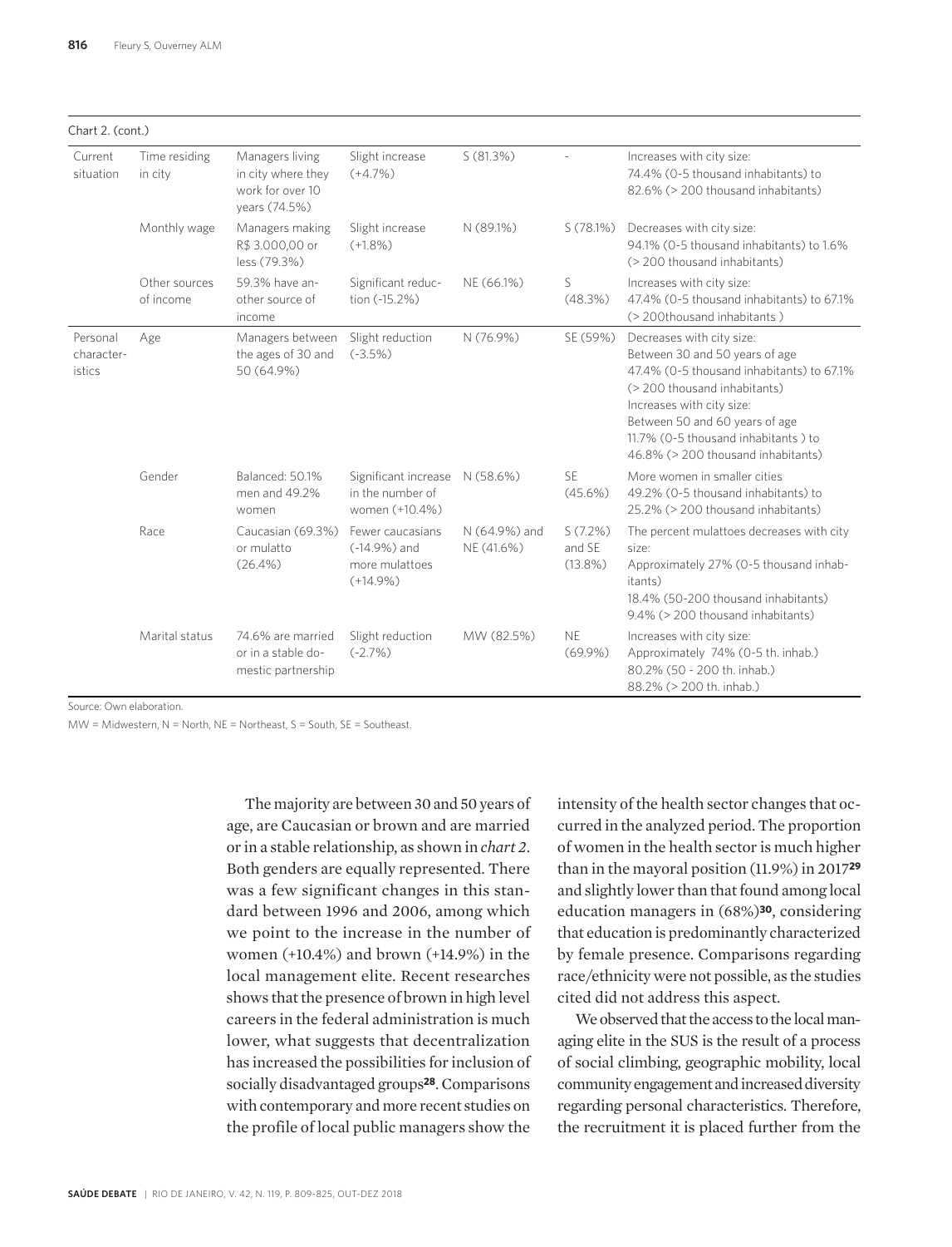Chart 2. (cont.)

| | | | | | | |
|---|---|---|---|---|---|---|
| Current situation | Time residing in city | Managers living in city where they work for over 10 years (74.5%) | Slight increase (+4.7%) | S (81.3%) | - | Increases with city size: 74.4% (0-5 thousand inhabitants) to 82.6% (> 200 thousand inhabitants) |
| | Monthly wage | Managers making R$ 3.000,00 or less (79.3%) | Slight increase (+1.8%) | N (89.1%) | S (78.1%) | Decreases with city size: 94.1% (0-5 thousand inhabitants) to 1.6% (> 200 thousand inhabitants) |
| | Other sources of income | 59.3% have another source of income | Significant reduction (-15.2%) | NE (66.1%) | S (48.3%) | Increases with city size: 47.4% (0-5 thousand inhabitants) to 67.1% (> 200thousand inhabitants ) |
| Personal characteristics | Age | Managers between the ages of 30 and 50 (64.9%) | Slight reduction (-3.5%) | N (76.9%) | SE (59%) | Decreases with city size: Between 30 and 50 years of age 47.4% (0-5 thousand inhabitants) to 67.1% (> 200 thousand inhabitants) Increases with city size: Between 50 and 60 years of age 11.7% (0-5 thousand inhabitants ) to 46.8% (> 200 thousand inhabitants) |
| | Gender | Balanced: 50.1% men and 49.2% women | Significant increase in the number of women (+10.4%) | N (58.6%) | SE (45.6%) | More women in smaller cities 49.2% (0-5 thousand inhabitants) to 25.2% (> 200 thousand inhabitants) |
| | Race | Caucasian (69.3%) or mulatto (26.4%) | Fewer caucasians (-14.9%) and more mulattoes (+14.9%) | N (64.9%) and NE (41.6%) | S (7.2%) and SE (13.8%) | The percent mulattoes decreases with city size: Approximately 27% (0-5 thousand inhabitants) 18.4% (50-200 thousand inhabitants) 9.4% (> 200 thousand inhabitants) |
| | Marital status | 74.6% are married or in a stable domestic partnership | Slight reduction (-2.7%) | MW (82.5%) | NE (69.9%) | Increases with city size: Approximately 74% (0-5 th. inhab.) 80.2% (50 - 200 th. inhab.) 88.2% (> 200 th. inhab.) |

Source: Own elaboration.

MW = Midwestern, N = North, NE = Northeast, S = South, SE = Southeast.

The majority are between 30 and 50 years of age, are Caucasian or brown and are married or in a stable relationship, as shown in *chart 2*. Both genders are equally represented. There was a few significant changes in this standard between 1996 and 2006, among which we point to the increase in the number of women (+10.4%) and brown (+14.9%) in the local management elite. Recent researches shows that the presence of brown in high level careers in the federal administration is much lower, what suggests that decentralization has increased the possibilities for inclusion of socially disadvantaged groups[28]. Comparisons with contemporary and more recent studies on the profile of local public managers show the intensity of the health sector changes that occurred in the analyzed period. The proportion of women in the health sector is much higher than in the mayoral position (11.9%) in 2017[29] and slightly lower than that found among local education managers in (68%)[30], considering that education is predominantly characterized by female presence. Comparisons regarding race/ethnicity were not possible, as the studies cited did not address this aspect.

We observed that the access to the local managing elite in the SUS is the result of a process of social climbing, geographic mobility, local community engagement and increased diversity regarding personal characteristics. Therefore, the recruitment it is placed further from the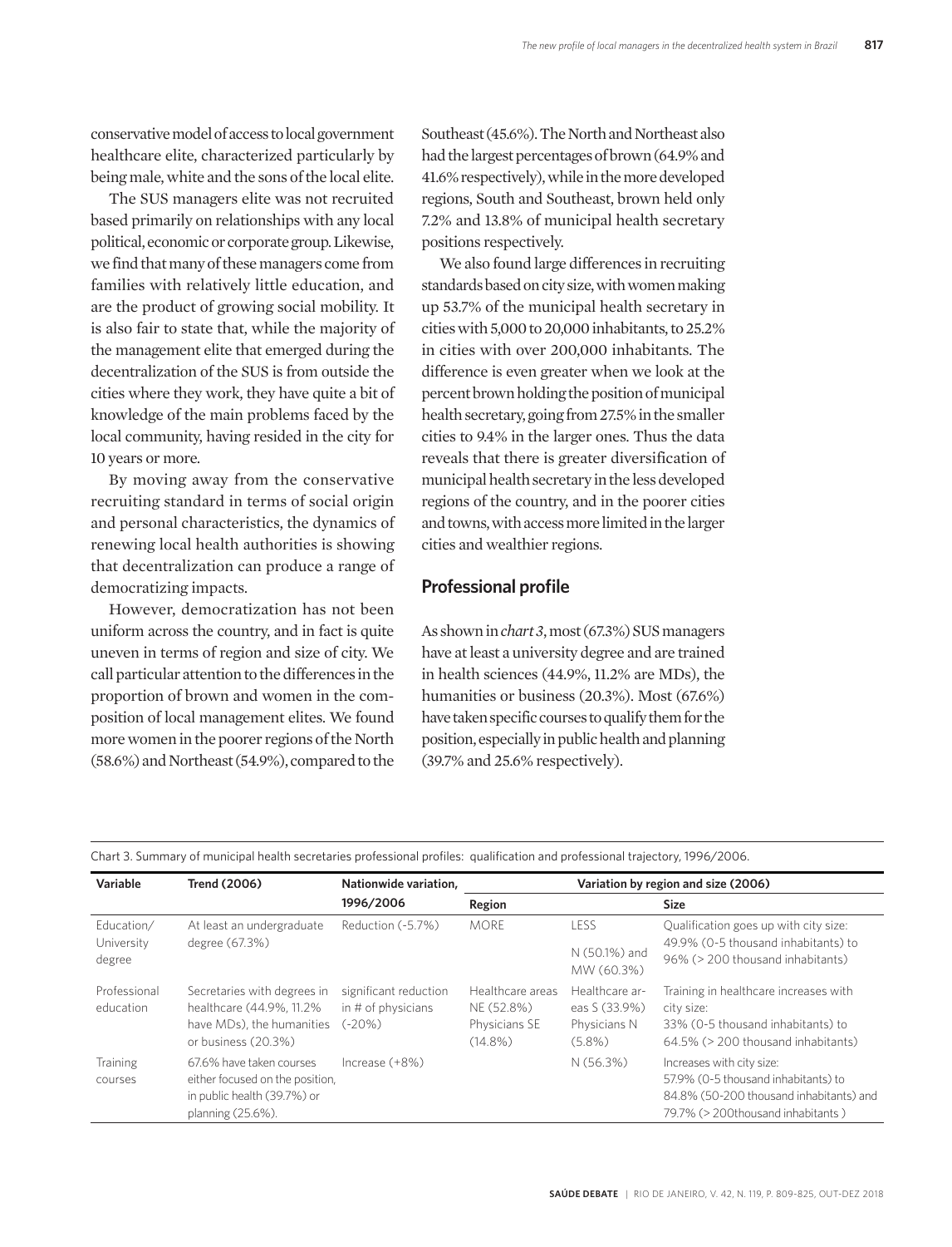conservative model of access to local government healthcare elite, characterized particularly by being male, white and the sons of the local elite.

The SUS managers elite was not recruited based primarily on relationships with any local political, economic or corporate group. Likewise, we find that many of these managers come from families with relatively little education, and are the product of growing social mobility. It is also fair to state that, while the majority of the management elite that emerged during the decentralization of the SUS is from outside the cities where they work, they have quite a bit of knowledge of the main problems faced by the local community, having resided in the city for 10 years or more.

By moving away from the conservative recruiting standard in terms of social origin and personal characteristics, the dynamics of renewing local health authorities is showing that decentralization can produce a range of democratizing impacts.

However, democratization has not been uniform across the country, and in fact is quite uneven in terms of region and size of city. We call particular attention to the differences in the proportion of brown and women in the composition of local management elites. We found more women in the poorer regions of the North (58.6%) and Northeast (54.9%), compared to the Southeast (45.6%). The North and Northeast also had the largest percentages of brown (64.9% and 41.6% respectively), while in the more developed regions, South and Southeast, brown held only 7.2% and 13.8% of municipal health secretary positions respectively.

We also found large differences in recruiting standards based on city size, with women making up 53.7% of the municipal health secretary in cities with 5,000 to 20,000 inhabitants, to 25.2% in cities with over 200,000 inhabitants. The difference is even greater when we look at the percent brown holding the position of municipal health secretary, going from 27.5% in the smaller cities to 9.4% in the larger ones. Thus the data reveals that there is greater diversification of municipal health secretary in the less developed regions of the country, and in the poorer cities and towns, with access more limited in the larger cities and wealthier regions.

## Professional profile

As shown in *chart 3*, most (67.3%) SUS managers have at least a university degree and are trained in health sciences (44.9%, 11.2% are MDs), the humanities or business (20.3%). Most (67.6%) have taken specific courses to qualify them for the position, especially in public health and planning (39.7% and 25.6% respectively).

Chart 3. Summary of municipal health secretaries professional profiles: qualification and professional trajectory, 1996/2006.

| Variable | Trend (2006) | Nationwide variation, 1996/2006 | Variation by region and size (2006) | | |
|---|---|---|---|---|---|
| | | | Region | | Size |
| Education/ University degree | At least an undergraduate degree (67.3%) | Reduction (-5.7%) | MORE | LESS<br>N (50.1%) and MW (60.3%) | Qualification goes up with city size: 49.9% (0-5 thousand inhabitants) to 96% (> 200 thousand inhabitants) |
| Professional education | Secretaries with degrees in healthcare (44.9%, 11.2% have MDs), the humanities or business (20.3%) | significant reduction in # of physicians (-20%) | Healthcare areas NE (52.8%) Physicians SE (14.8%) | Healthcare areas S (33.9%) Physicians N (5.8%) | Training in healthcare increases with city size: 33% (0-5 thousand inhabitants) to 64.5% (> 200 thousand inhabitants) |
| Training courses | 67.6% have taken courses either focused on the position, in public health (39.7%) or planning (25.6%). | Increase (+8%) | | N (56.3%) | Increases with city size: 57.9% (0-5 thousand inhabitants) to 84.8% (50-200 thousand inhabitants) and 79.7% (> 200thousand inhabitants ) |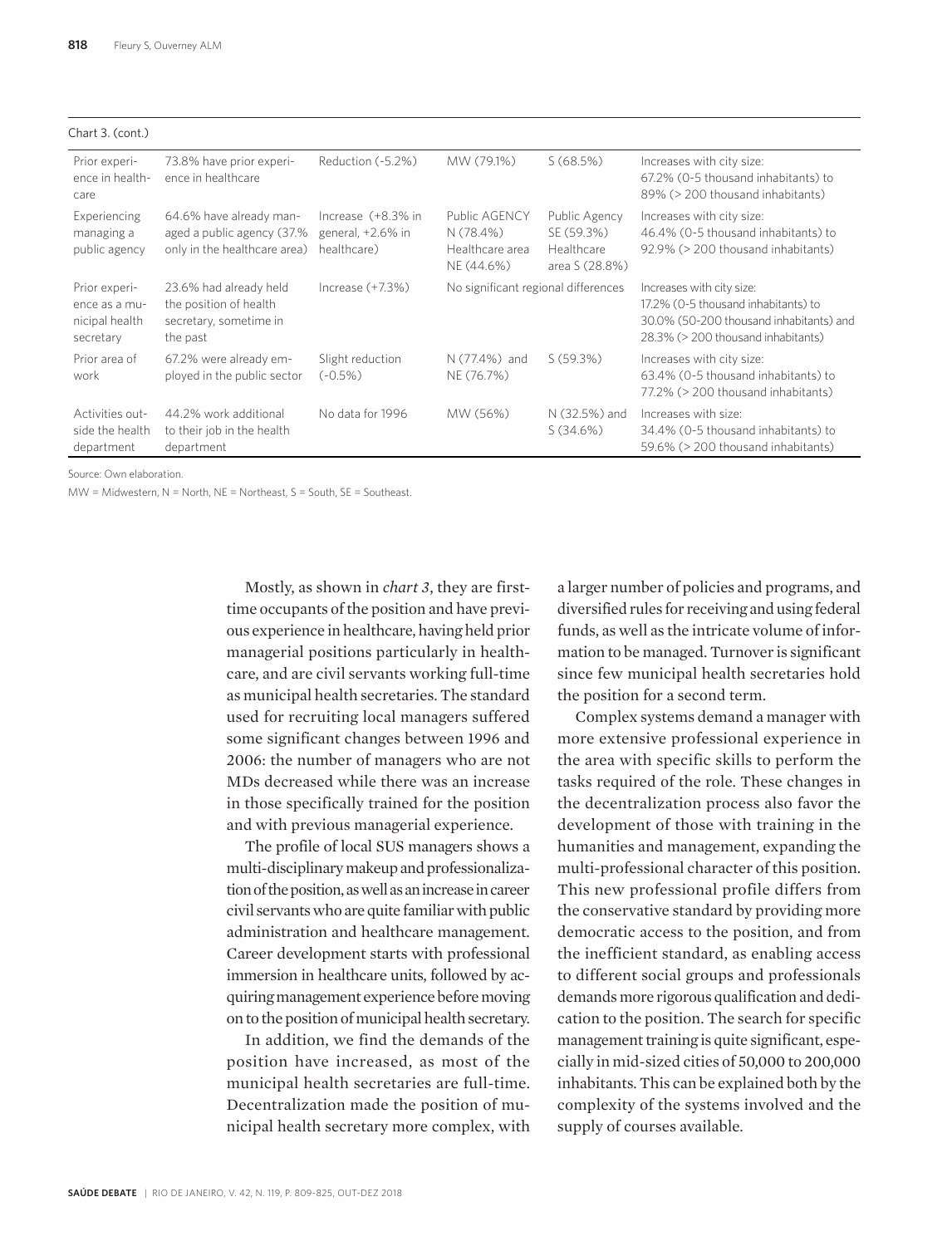Chart 3. (cont.)

| | | | | | |
|---|---|---|---|---|---|
| Prior experience in healthcare | 73.8% have prior experience in healthcare | Reduction (-5.2%) | MW (79.1%) | S (68.5%) | Increases with city size: 67.2% (0-5 thousand inhabitants) to 89% (> 200 thousand inhabitants) |
| Experiencing managing a public agency | 64.6% have already managed a public agency (37.% only in the healthcare area) | Increase (+8.3% in general, +2.6% in healthcare) | Public AGENCY N (78.4%) Healthcare area NE (44.6%) | Public Agency SE (59.3%) Healthcare area S (28.8%) | Increases with city size: 46.4% (0-5 thousand inhabitants) to 92.9% (> 200 thousand inhabitants) |
| Prior experience as a municipal health secretary | 23.6% had already held the position of health secretary, sometime in the past | Increase (+7.3%) | No significant regional differences | | Increases with city size: 17.2% (0-5 thousand inhabitants) to 30.0% (50-200 thousand inhabitants) and 28.3% (> 200 thousand inhabitants) |
| Prior area of work | 67.2% were already employed in the public sector | Slight reduction (-0.5%) | N (77.4%) and NE (76.7%) | S (59.3%) | Increases with city size: 63.4% (0-5 thousand inhabitants) to 77.2% (> 200 thousand inhabitants) |
| Activities outside the health department | 44.2% work additional to their job in the health department | No data for 1996 | MW (56%) | N (32.5%) and S (34.6%) | Increases with size: 34.4% (0-5 thousand inhabitants) to 59.6% (> 200 thousand inhabitants) |

Source: Own elaboration.

MW = Midwestern, N = North, NE = Northeast, S = South, SE = Southeast.

Mostly, as shown in *chart 3*, they are first-time occupants of the position and have previous experience in healthcare, having held prior managerial positions particularly in healthcare, and are civil servants working full-time as municipal health secretaries. The standard used for recruiting local managers suffered some significant changes between 1996 and 2006: the number of managers who are not MDs decreased while there was an increase in those specifically trained for the position and with previous managerial experience.

The profile of local SUS managers shows a multi-disciplinary makeup and professionalization of the position, as well as an increase in career civil servants who are quite familiar with public administration and healthcare management. Career development starts with professional immersion in healthcare units, followed by acquiring management experience before moving on to the position of municipal health secretary.

In addition, we find the demands of the position have increased, as most of the municipal health secretaries are full-time. Decentralization made the position of municipal health secretary more complex, with a larger number of policies and programs, and diversified rules for receiving and using federal funds, as well as the intricate volume of information to be managed. Turnover is significant since few municipal health secretaries hold the position for a second term.

Complex systems demand a manager with more extensive professional experience in the area with specific skills to perform the tasks required of the role. These changes in the decentralization process also favor the development of those with training in the humanities and management, expanding the multi-professional character of this position. This new professional profile differs from the conservative standard by providing more democratic access to the position, and from the inefficient standard, as enabling access to different social groups and professionals demands more rigorous qualification and dedication to the position. The search for specific management training is quite significant, especially in mid-sized cities of 50,000 to 200,000 inhabitants. This can be explained both by the complexity of the systems involved and the supply of courses available.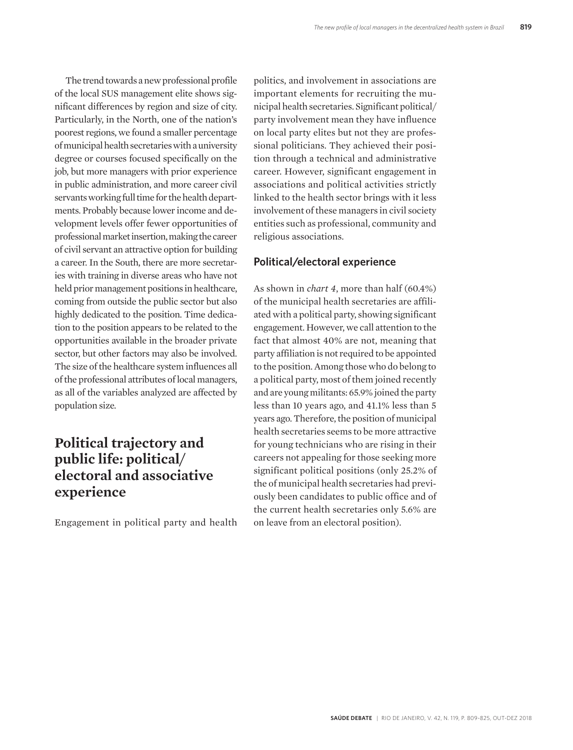The trend towards a new professional profile of the local SUS management elite shows significant differences by region and size of city. Particularly, in the North, one of the nation's poorest regions, we found a smaller percentage of municipal health secretaries with a university degree or courses focused specifically on the job, but more managers with prior experience in public administration, and more career civil servants working full time for the health departments. Probably because lower income and development levels offer fewer opportunities of professional market insertion, making the career of civil servant an attractive option for building a career. In the South, there are more secretaries with training in diverse areas who have not held prior management positions in healthcare, coming from outside the public sector but also highly dedicated to the position. Time dedication to the position appears to be related to the opportunities available in the broader private sector, but other factors may also be involved. The size of the healthcare system influences all of the professional attributes of local managers, as all of the variables analyzed are affected by population size.

## Political trajectory and public life: political/electoral and associative experience

Engagement in political party and health politics, and involvement in associations are important elements for recruiting the municipal health secretaries. Significant political/party involvement mean they have influence on local party elites but not they are professional politicians. They achieved their position through a technical and administrative career. However, significant engagement in associations and political activities strictly linked to the health sector brings with it less involvement of these managers in civil society entities such as professional, community and religious associations.

### Political/electoral experience

As shown in *chart 4*, more than half (60.4%) of the municipal health secretaries are affiliated with a political party, showing significant engagement. However, we call attention to the fact that almost 40% are not, meaning that party affiliation is not required to be appointed to the position. Among those who do belong to a political party, most of them joined recently and are young militants: 65.9% joined the party less than 10 years ago, and 41.1% less than 5 years ago. Therefore, the position of municipal health secretaries seems to be more attractive for young technicians who are rising in their careers not appealing for those seeking more significant political positions (only 25.2% of the of municipal health secretaries had previously been candidates to public office and of the current health secretaries only 5.6% are on leave from an electoral position).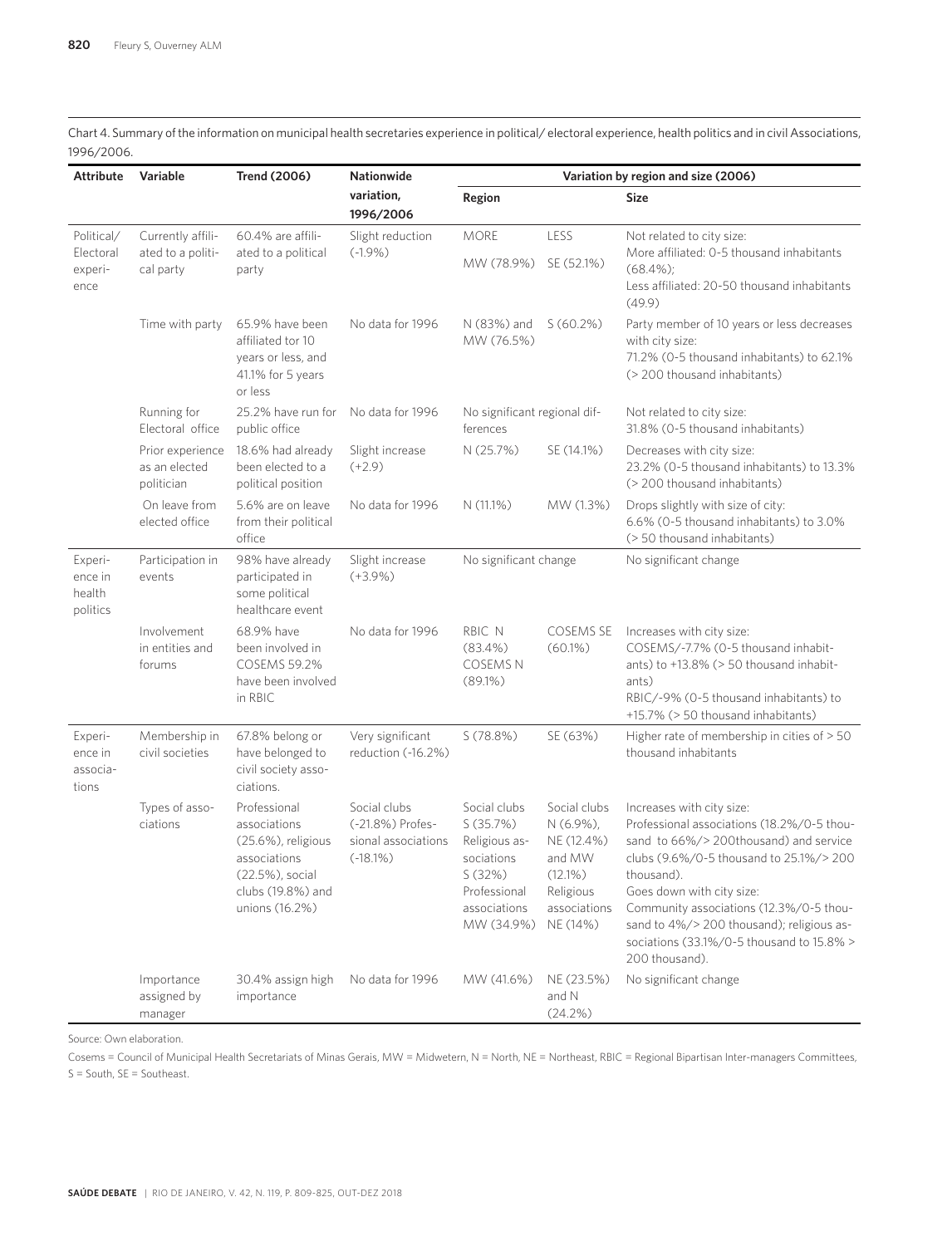Chart 4. Summary of the information on municipal health secretaries experience in political/ electoral experience, health politics and in civil Associations, 1996/2006.

| Attribute | Variable | Trend (2006) | Nationwide variation, 1996/2006 | Variation by region and size (2006) | | |
|---|---|---|---|---|---|---|
| | | | | Region | | Size |
| Political/ Electoral experience | Currently affiliated to a political party | 60.4% are affiliated to a political party | Slight reduction (-1.9%) | MORE<br>MW (78.9%) | LESS<br>SE (52.1%) | Not related to city size:<br>More affiliated: 0-5 thousand inhabitants (68.4%);<br>Less affiliated: 20-50 thousand inhabitants (49.9) |
| | Time with party | 65.9% have been affiliated tor 10 years or less, and 41.1% for 5 years or less | No data for 1996 | N (83%) and MW (76.5%) | S (60.2%) | Party member of 10 years or less decreases with city size:<br>71.2% (0-5 thousand inhabitants) to 62.1% (> 200 thousand inhabitants) |
| | Running for Electoral office | 25.2% have run for public office | No data for 1996 | No significant regional differences | | Not related to city size:<br>31.8% (0-5 thousand inhabitants) |
| | Prior experience as an elected politician | 18.6% had already been elected to a political position | Slight increase (+2.9) | N (25.7%) | SE (14.1%) | Decreases with city size:<br>23.2% (0-5 thousand inhabitants) to 13.3% (> 200 thousand inhabitants) |
| | On leave from elected office | 5.6% are on leave from their political office | No data for 1996 | N (11.1%) | MW (1.3%) | Drops slightly with size of city:<br>6.6% (0-5 thousand inhabitants) to 3.0% (> 50 thousand inhabitants) |
| Experience in health politics | Participation in events | 98% have already participated in some political healthcare event | Slight increase (+3.9%) | No significant change | | No significant change |
| | Involvement in entities and forums | 68.9% have been involved in COSEMS 59.2% have been involved in RBIC | No data for 1996 | RBIC N (83.4%)<br>COSEMS N (89.1%) | COSEMS SE (60.1%) | Increases with city size:<br>COSEMS/-7.7% (0-5 thousand inhabitants) to +13.8% (> 50 thousand inhabitants)<br>RBIC/-9% (0-5 thousand inhabitants) to +15.7% (> 50 thousand inhabitants) |
| Experience in associations | Membership in civil societies | 67.8% belong or have belonged to civil society associations. | Very significant reduction (-16.2%) | S (78.8%) | SE (63%) | Higher rate of membership in cities of > 50 thousand inhabitants |
| | Types of associations | Professional associations (25.6%), religious associations (22.5%), social clubs (19.8%) and unions (16.2%) | Social clubs (-21.8%) Professional associations (-18.1%) | Social clubs S (35.7%)<br>Religious associations S (32%)<br>Professional associations MW (34.9%) | Social clubs N (6.9%), NE (12.4%) and MW (12.1%)<br>Religious associations NE (14%) | Increases with city size:<br>Professional associations (18.2%/0-5 thousand to 66%/> 200thousand) and service clubs (9.6%/0-5 thousand to 25.1%/> 200 thousand).<br>Goes down with city size:<br>Community associations (12.3%/0-5 thousand to 4%/> 200 thousand); religious associations (33.1%/0-5 thousand to 15.8% > 200 thousand). |
| | Importance assigned by manager | 30.4% assign high importance | No data for 1996 | MW (41.6%) | NE (23.5%) and N (24.2%) | No significant change |

Source: Own elaboration.

Cosems = Council of Municipal Health Secretariats of Minas Gerais, MW = Midwetern, N = North, NE = Northeast, RBIC = Regional Bipartisan Inter-managers Committees, S = South, SE = Southeast.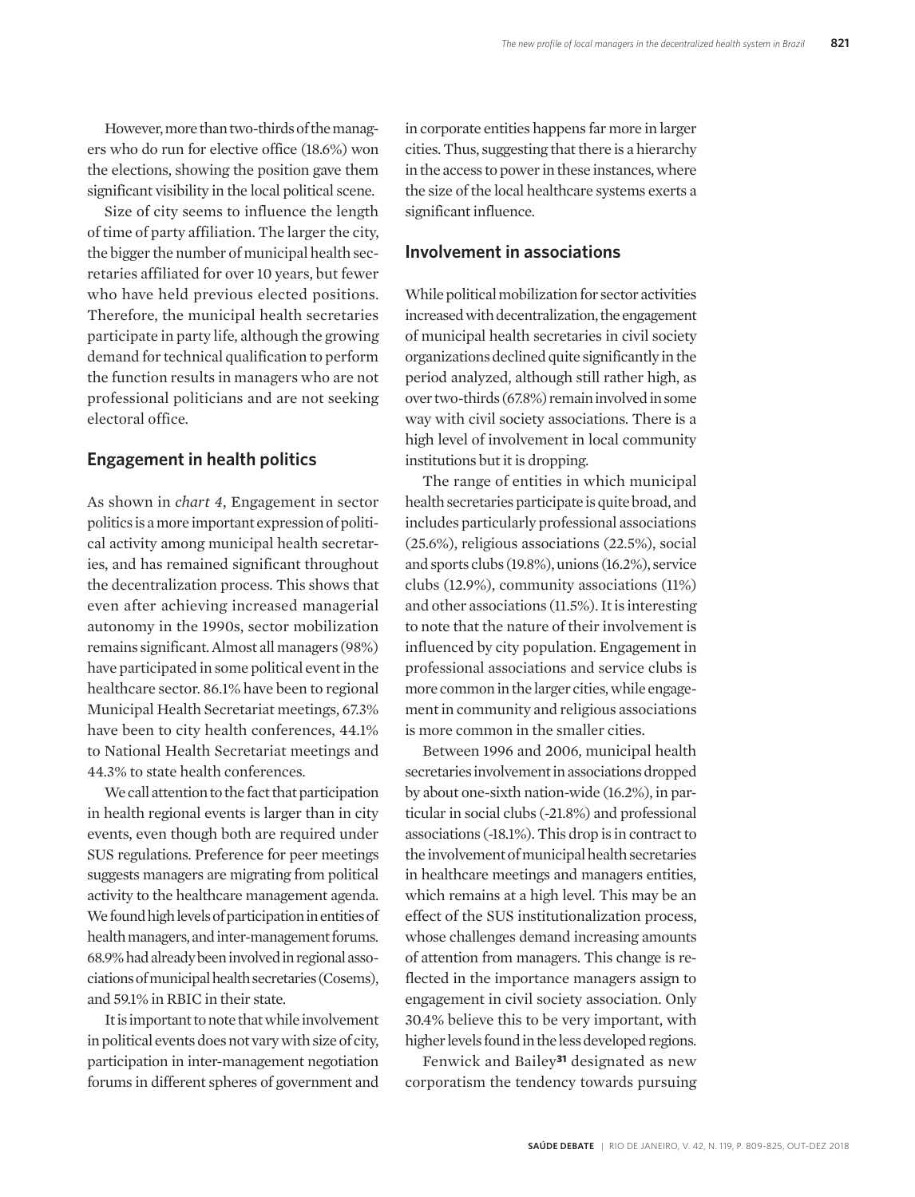However, more than two-thirds of the managers who do run for elective office (18.6%) won the elections, showing the position gave them significant visibility in the local political scene.

Size of city seems to influence the length of time of party affiliation. The larger the city, the bigger the number of municipal health secretaries affiliated for over 10 years, but fewer who have held previous elected positions. Therefore, the municipal health secretaries participate in party life, although the growing demand for technical qualification to perform the function results in managers who are not professional politicians and are not seeking electoral office.

## Engagement in health politics

As shown in *chart 4*, Engagement in sector politics is a more important expression of political activity among municipal health secretaries, and has remained significant throughout the decentralization process. This shows that even after achieving increased managerial autonomy in the 1990s, sector mobilization remains significant. Almost all managers (98%) have participated in some political event in the healthcare sector. 86.1% have been to regional Municipal Health Secretariat meetings, 67.3% have been to city health conferences, 44.1% to National Health Secretariat meetings and 44.3% to state health conferences.

We call attention to the fact that participation in health regional events is larger than in city events, even though both are required under SUS regulations. Preference for peer meetings suggests managers are migrating from political activity to the healthcare management agenda. We found high levels of participation in entities of health managers, and inter-management forums. 68.9% had already been involved in regional associations of municipal health secretaries (Cosems), and 59.1% in RBIC in their state.

It is important to note that while involvement in political events does not vary with size of city, participation in inter-management negotiation forums in different spheres of government and in corporate entities happens far more in larger cities. Thus, suggesting that there is a hierarchy in the access to power in these instances, where the size of the local healthcare systems exerts a significant influence.

## Involvement in associations

While political mobilization for sector activities increased with decentralization, the engagement of municipal health secretaries in civil society organizations declined quite significantly in the period analyzed, although still rather high, as over two-thirds (67.8%) remain involved in some way with civil society associations. There is a high level of involvement in local community institutions but it is dropping.

The range of entities in which municipal health secretaries participate is quite broad, and includes particularly professional associations (25.6%), religious associations (22.5%), social and sports clubs (19.8%), unions (16.2%), service clubs (12.9%), community associations (11%) and other associations (11.5%). It is interesting to note that the nature of their involvement is influenced by city population. Engagement in professional associations and service clubs is more common in the larger cities, while engagement in community and religious associations is more common in the smaller cities.

Between 1996 and 2006, municipal health secretaries involvement in associations dropped by about one-sixth nation-wide (16.2%), in particular in social clubs (-21.8%) and professional associations (-18.1%). This drop is in contract to the involvement of municipal health secretaries in healthcare meetings and managers entities, which remains at a high level. This may be an effect of the SUS institutionalization process, whose challenges demand increasing amounts of attention from managers. This change is reflected in the importance managers assign to engagement in civil society association. Only 30.4% believe this to be very important, with higher levels found in the less developed regions.

Fenwick and Bailey[31] designated as new corporatism the tendency towards pursuing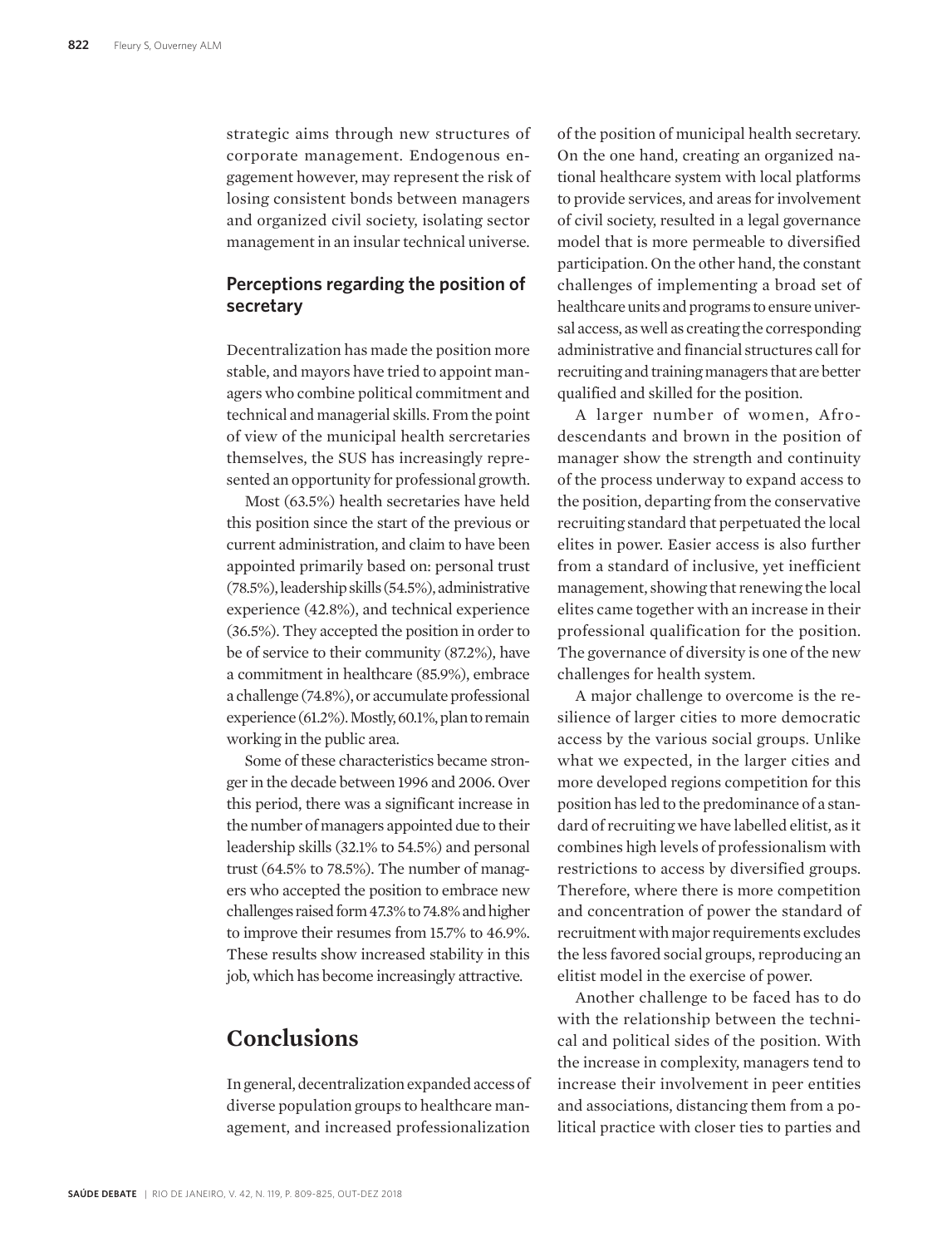strategic aims through new structures of corporate management. Endogenous engagement however, may represent the risk of losing consistent bonds between managers and organized civil society, isolating sector management in an insular technical universe.

### Perceptions regarding the position of secretary

Decentralization has made the position more stable, and mayors have tried to appoint managers who combine political commitment and technical and managerial skills. From the point of view of the municipal health sercretaries themselves, the SUS has increasingly represented an opportunity for professional growth.

Most (63.5%) health secretaries have held this position since the start of the previous or current administration, and claim to have been appointed primarily based on: personal trust (78.5%), leadership skills (54.5%), administrative experience (42.8%), and technical experience (36.5%). They accepted the position in order to be of service to their community (87.2%), have a commitment in healthcare (85.9%), embrace a challenge (74.8%), or accumulate professional experience (61.2%). Mostly, 60.1%, plan to remain working in the public area.

Some of these characteristics became stronger in the decade between 1996 and 2006. Over this period, there was a significant increase in the number of managers appointed due to their leadership skills (32.1% to 54.5%) and personal trust (64.5% to 78.5%). The number of managers who accepted the position to embrace new challenges raised form 47.3% to 74.8% and higher to improve their resumes from 15.7% to 46.9%. These results show increased stability in this job, which has become increasingly attractive.

## Conclusions

In general, decentralization expanded access of diverse population groups to healthcare management, and increased professionalization of the position of municipal health secretary. On the one hand, creating an organized national healthcare system with local platforms to provide services, and areas for involvement of civil society, resulted in a legal governance model that is more permeable to diversified participation. On the other hand, the constant challenges of implementing a broad set of healthcare units and programs to ensure universal access, as well as creating the corresponding administrative and financial structures call for recruiting and training managers that are better qualified and skilled for the position.

A larger number of women, Afro-descendants and brown in the position of manager show the strength and continuity of the process underway to expand access to the position, departing from the conservative recruiting standard that perpetuated the local elites in power. Easier access is also further from a standard of inclusive, yet inefficient management, showing that renewing the local elites came together with an increase in their professional qualification for the position. The governance of diversity is one of the new challenges for health system.

A major challenge to overcome is the resilience of larger cities to more democratic access by the various social groups. Unlike what we expected, in the larger cities and more developed regions competition for this position has led to the predominance of a standard of recruiting we have labelled elitist, as it combines high levels of professionalism with restrictions to access by diversified groups. Therefore, where there is more competition and concentration of power the standard of recruitment with major requirements excludes the less favored social groups, reproducing an elitist model in the exercise of power.

Another challenge to be faced has to do with the relationship between the technical and political sides of the position. With the increase in complexity, managers tend to increase their involvement in peer entities and associations, distancing them from a political practice with closer ties to parties and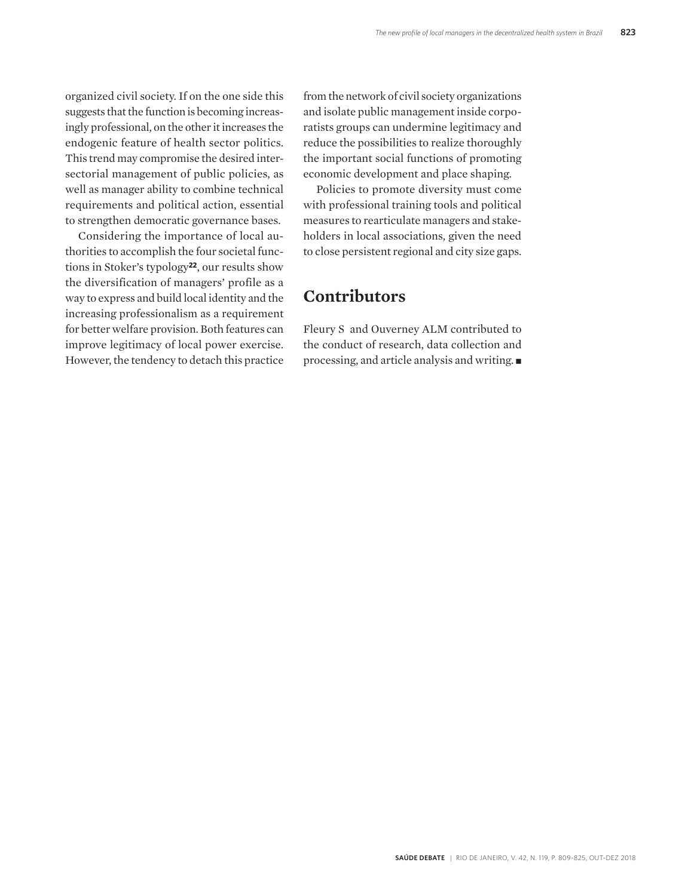organized civil society. If on the one side this suggests that the function is becoming increasingly professional, on the other it increases the endogenic feature of health sector politics. This trend may compromise the desired intersectorial management of public policies, as well as manager ability to combine technical requirements and political action, essential to strengthen democratic governance bases.

Considering the importance of local authorities to accomplish the four societal functions in Stoker's typology[22], our results show the diversification of managers' profile as a way to express and build local identity and the increasing professionalism as a requirement for better welfare provision. Both features can improve legitimacy of local power exercise. However, the tendency to detach this practice from the network of civil society organizations and isolate public management inside corporatists groups can undermine legitimacy and reduce the possibilities to realize thoroughly the important social functions of promoting economic development and place shaping.

Policies to promote diversity must come with professional training tools and political measures to rearticulate managers and stakeholders in local associations, given the need to close persistent regional and city size gaps.

## Contributors

Fleury S and Ouverney ALM contributed to the conduct of research, data collection and processing, and article analysis and writing. ■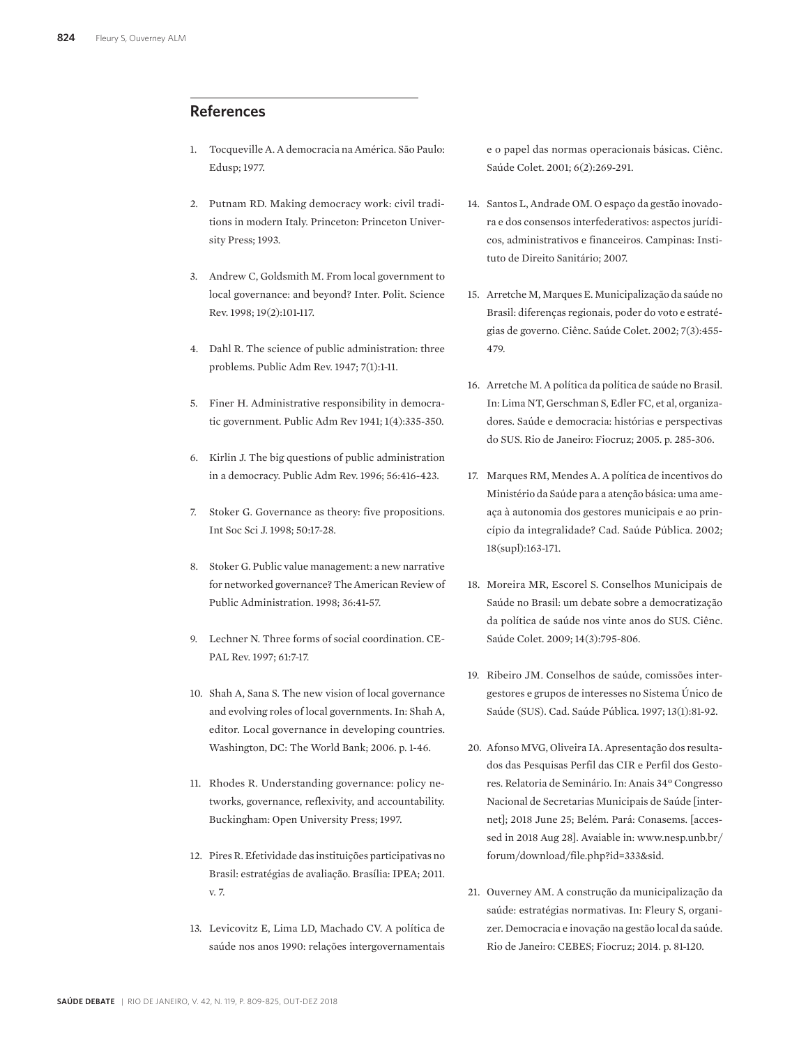## References

1. Tocqueville A. A democracia na América. São Paulo: Edusp; 1977.

2. Putnam RD. Making democracy work: civil traditions in modern Italy. Princeton: Princeton University Press; 1993.

3. Andrew C, Goldsmith M. From local government to local governance: and beyond? Inter. Polit. Science Rev. 1998; 19(2):101-117.

4. Dahl R. The science of public administration: three problems. Public Adm Rev. 1947; 7(1):1-11.

5. Finer H. Administrative responsibility in democratic government. Public Adm Rev 1941; 1(4):335-350.

6. Kirlin J. The big questions of public administration in a democracy. Public Adm Rev. 1996; 56:416-423.

7. Stoker G. Governance as theory: five propositions. Int Soc Sci J. 1998; 50:17-28.

8. Stoker G. Public value management: a new narrative for networked governance? The American Review of Public Administration. 1998; 36:41-57.

9. Lechner N. Three forms of social coordination. CEPAL Rev. 1997; 61:7-17.

10. Shah A, Sana S. The new vision of local governance and evolving roles of local governments. In: Shah A, editor. Local governance in developing countries. Washington, DC: The World Bank; 2006. p. 1-46.

11. Rhodes R. Understanding governance: policy networks, governance, reflexivity, and accountability. Buckingham: Open University Press; 1997.

12. Pires R. Efetividade das instituições participativas no Brasil: estratégias de avaliação. Brasília: IPEA; 2011. v. 7.

13. Levicovitz E, Lima LD, Machado CV. A política de saúde nos anos 1990: relações intergovernamentais e o papel das normas operacionais básicas. Ciênc. Saúde Colet. 2001; 6(2):269-291.

14. Santos L, Andrade OM. O espaço da gestão inovadora e dos consensos interfederativos: aspectos jurídicos, administrativos e financeiros. Campinas: Instituto de Direito Sanitário; 2007.

15. Arretche M, Marques E. Municipalização da saúde no Brasil: diferenças regionais, poder do voto e estratégias de governo. Ciênc. Saúde Colet. 2002; 7(3):455-479.

16. Arretche M. A política da política de saúde no Brasil. In: Lima NT, Gerschman S, Edler FC, et al, organizadores. Saúde e democracia: histórias e perspectivas do SUS. Rio de Janeiro: Fiocruz; 2005. p. 285-306.

17. Marques RM, Mendes A. A política de incentivos do Ministério da Saúde para a atenção básica: uma ameaça à autonomia dos gestores municipais e ao princípio da integralidade? Cad. Saúde Pública. 2002; 18(supl):163-171.

18. Moreira MR, Escorel S. Conselhos Municipais de Saúde no Brasil: um debate sobre a democratização da política de saúde nos vinte anos do SUS. Ciênc. Saúde Colet. 2009; 14(3):795-806.

19. Ribeiro JM. Conselhos de saúde, comissões intergestores e grupos de interesses no Sistema Único de Saúde (SUS). Cad. Saúde Pública. 1997; 13(1):81-92.

20. Afonso MVG, Oliveira IA. Apresentação dos resultados das Pesquisas Perfil das CIR e Perfil dos Gestores. Relatoria de Seminário. In: Anais 34º Congresso Nacional de Secretarias Municipais de Saúde [internet]; 2018 June 25; Belém. Pará: Conasems. [accessed in 2018 Aug 28]. Avaiable in: www.nesp.unb.br/forum/download/file.php?id=333&sid.

21. Ouverney AM. A construção da municipalização da saúde: estratégias normativas. In: Fleury S, organizer. Democracia e inovação na gestão local da saúde. Rio de Janeiro: CEBES; Fiocruz; 2014. p. 81-120.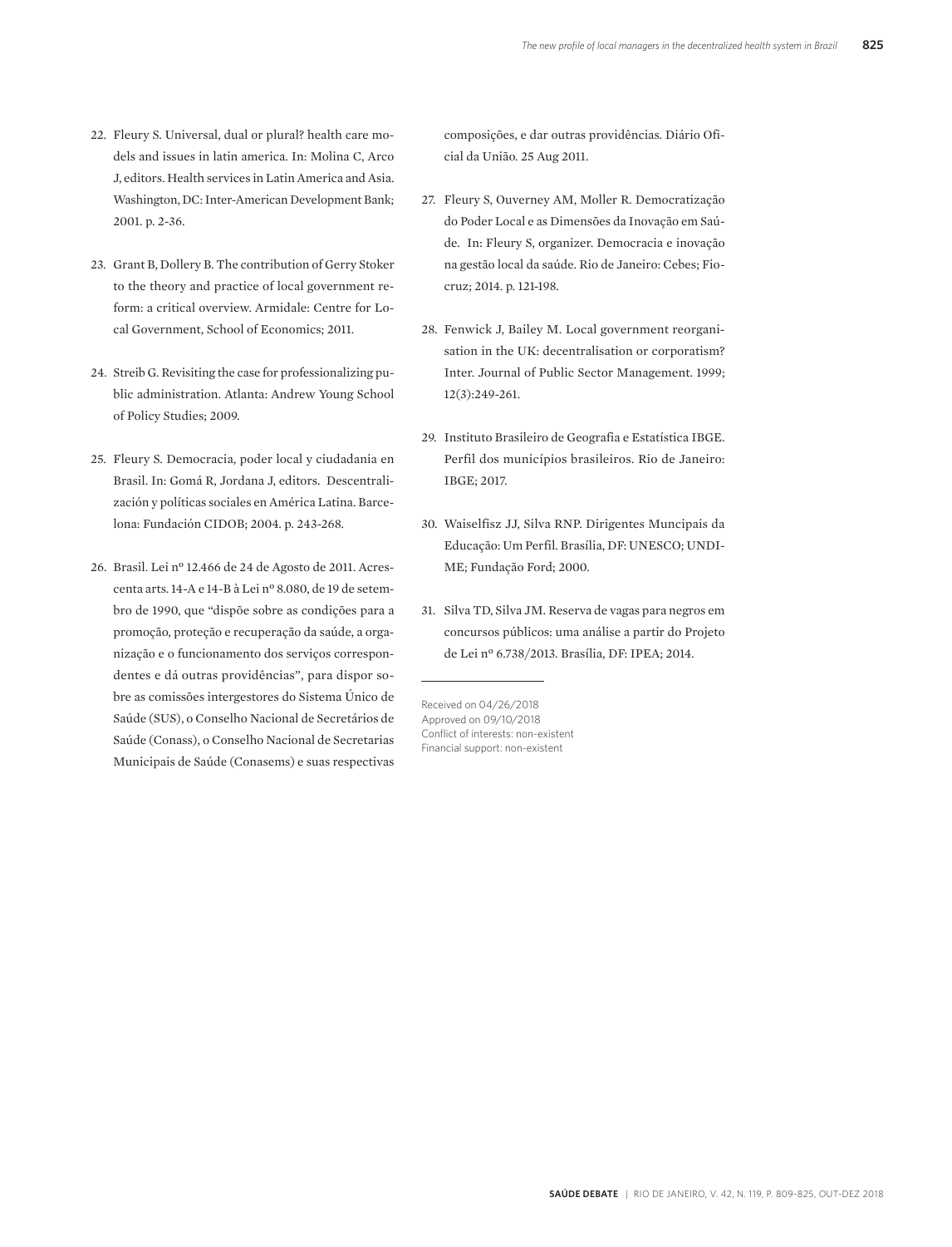22. Fleury S. Universal, dual or plural? health care models and issues in latin america. In: Molina C, Arco J, editors. Health services in Latin America and Asia. Washington, DC: Inter-American Development Bank; 2001. p. 2-36.

23. Grant B, Dollery B. The contribution of Gerry Stoker to the theory and practice of local government reform: a critical overview. Armidale: Centre for Local Government, School of Economics; 2011.

24. Streib G. Revisiting the case for professionalizing public administration. Atlanta: Andrew Young School of Policy Studies; 2009.

25. Fleury S. Democracia, poder local y ciudadania en Brasil. In: Gomá R, Jordana J, editors. Descentralización y políticas sociales en América Latina. Barcelona: Fundación CIDOB; 2004. p. 243-268.

26. Brasil. Lei nº 12.466 de 24 de Agosto de 2011. Acrescenta arts. 14-A e 14-B à Lei nº 8.080, de 19 de setembro de 1990, que "dispõe sobre as condições para a promoção, proteção e recuperação da saúde, a organização e o funcionamento dos serviços correspondentes e dá outras providências", para dispor sobre as comissões intergestores do Sistema Único de Saúde (SUS), o Conselho Nacional de Secretários de Saúde (Conass), o Conselho Nacional de Secretarias Municipais de Saúde (Conasems) e suas respectivas composições, e dar outras providências. Diário Oficial da União. 25 Aug 2011.

27. Fleury S, Ouverney AM, Moller R. Democratização do Poder Local e as Dimensões da Inovação em Saúde. In: Fleury S, organizer. Democracia e inovação na gestão local da saúde. Rio de Janeiro: Cebes; Fiocruz; 2014. p. 121-198.

28. Fenwick J, Bailey M. Local government reorganisation in the UK: decentralisation or corporatism? Inter. Journal of Public Sector Management. 1999; 12(3):249-261.

29. Instituto Brasileiro de Geografia e Estatística IBGE. Perfil dos municípios brasileiros. Rio de Janeiro: IBGE; 2017.

30. Waiselfisz JJ, Silva RNP. Dirigentes Muncipais da Educação: Um Perfil. Brasília, DF: UNESCO; UNDIME; Fundação Ford; 2000.

31. Silva TD, Silva JM. Reserva de vagas para negros em concursos públicos: uma análise a partir do Projeto de Lei nº 6.738/2013. Brasília, DF: IPEA; 2014.

---

Received on 04/26/2018
Approved on 09/10/2018
Conflict of interests: non-existent
Financial support: non-existent